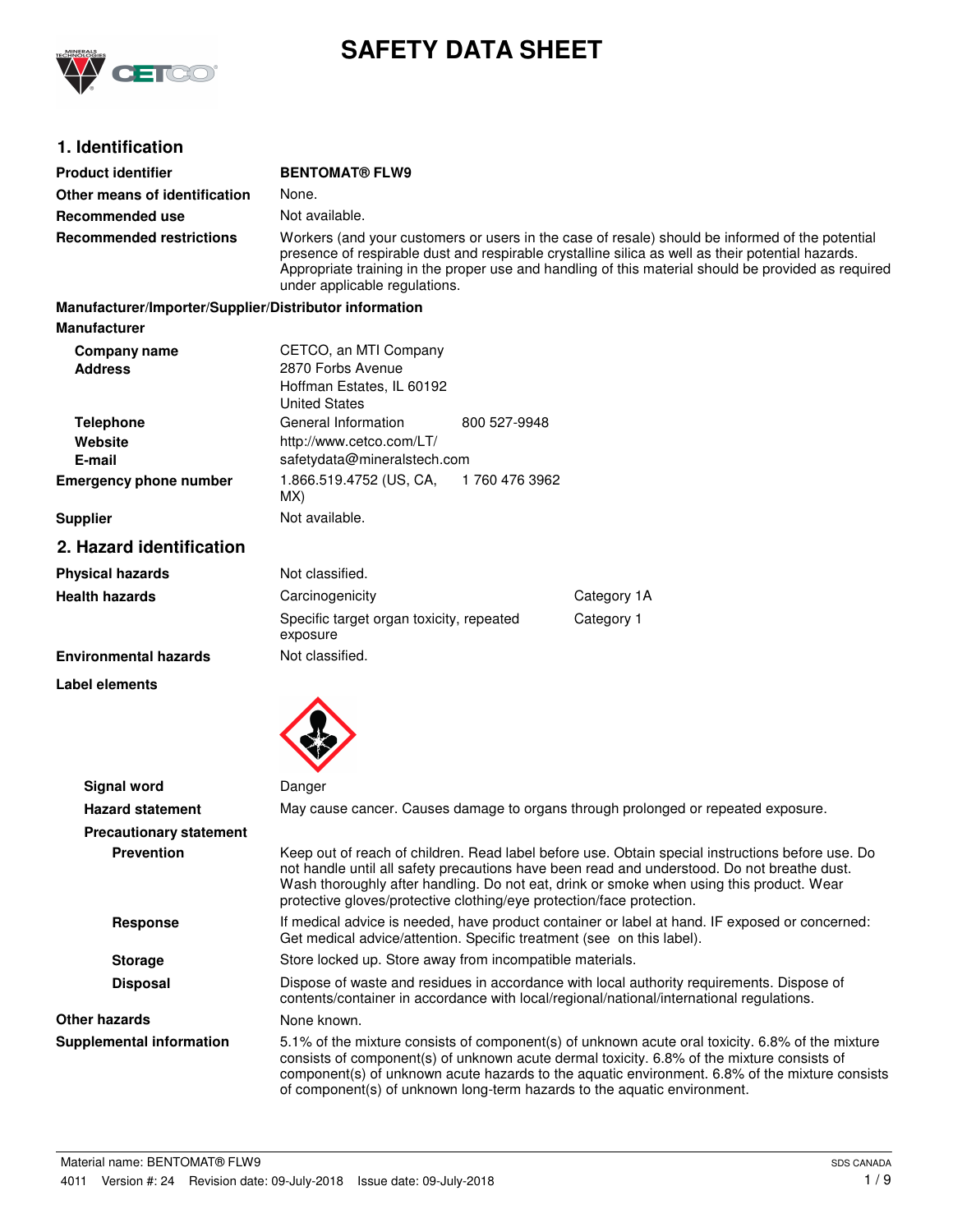# SAFETY DATA SHEET

## 1. Identification

| | |
|---|---|
| **Product identifier** | **BENTOMAT® FLW9** |
| **Other means of identification** | None. |
| **Recommended use** | Not available. |
| **Recommended restrictions** | Workers (and your customers or users in the case of resale) should be informed of the potential presence of respirable dust and respirable crystalline silica as well as their potential hazards. Appropriate training in the proper use and handling of this material should be provided as required under applicable regulations. |

**Manufacturer/Importer/Supplier/Distributor information**

**Manufacturer**

| | | |
|---|---|---|
| **Company name** | CETCO, an MTI Company | |
| **Address** | 2870 Forbs Avenue<br>Hoffman Estates, IL 60192<br>United States | |
| **Telephone** | General Information | 800 527-9948 |
| **Website** | http://www.cetco.com/LT/ | |
| **E-mail** | safetydata@mineralstech.com | |
| **Emergency phone number** | 1.866.519.4752 (US, CA, MX) | 1 760 476 3962 |
| **Supplier** | Not available. | |

## 2. Hazard identification

| | | |
|---|---|---|
| **Physical hazards** | Not classified. | |
| **Health hazards** | Carcinogenicity | Category 1A |
| | Specific target organ toxicity, repeated exposure | Category 1 |
| **Environmental hazards** | Not classified. | |

**Label elements**

| | |
|---|---|
| **Signal word** | Danger |
| **Hazard statement** | May cause cancer. Causes damage to organs through prolonged or repeated exposure. |

**Precautionary statement**

| | |
|---|---|
| **Prevention** | Keep out of reach of children. Read label before use. Obtain special instructions before use. Do not handle until all safety precautions have been read and understood. Do not breathe dust. Wash thoroughly after handling. Do not eat, drink or smoke when using this product. Wear protective gloves/protective clothing/eye protection/face protection. |
| **Response** | If medical advice is needed, have product container or label at hand. IF exposed or concerned: Get medical advice/attention. Specific treatment (see on this label). |
| **Storage** | Store locked up. Store away from incompatible materials. |
| **Disposal** | Dispose of waste and residues in accordance with local authority requirements. Dispose of contents/container in accordance with local/regional/national/international regulations. |

| | |
|---|---|
| **Other hazards** | None known. |
| **Supplemental information** | 5.1% of the mixture consists of component(s) of unknown acute oral toxicity. 6.8% of the mixture consists of component(s) of unknown acute dermal toxicity. 6.8% of the mixture consists of component(s) of unknown acute hazards to the aquatic environment. 6.8% of the mixture consists of component(s) of unknown long-term hazards to the aquatic environment. |

Material name: BENTOMAT® FLW9 | SDS CANADA

4011 Version #: 24 Revision date: 09-July-2018 Issue date: 09-July-2018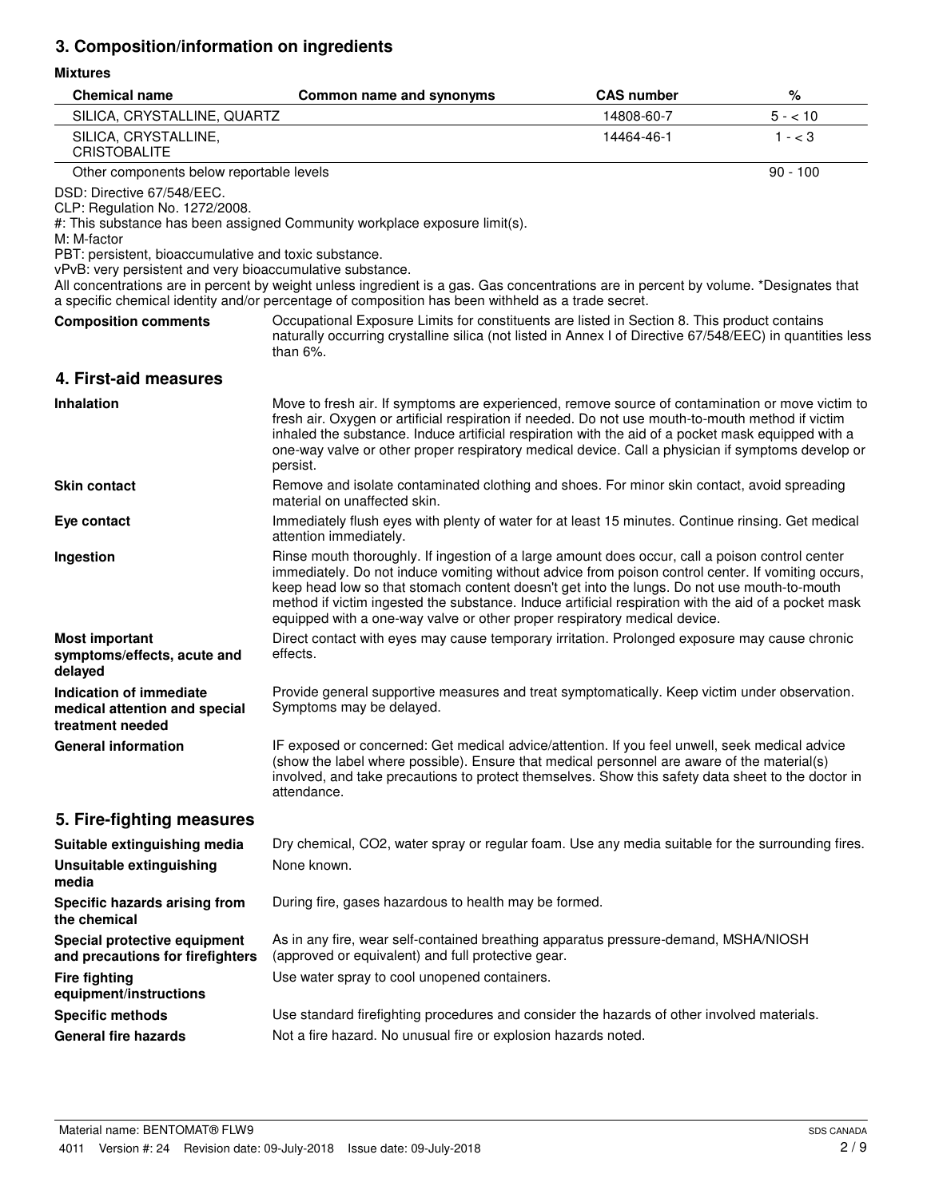## 3. Composition/information on ingredients

**Mixtures**

| Chemical name | Common name and synonyms | CAS number | % |
|---|---|---|---|
| SILICA, CRYSTALLINE, QUARTZ | | 14808-60-7 | 5 - < 10 |
| SILICA, CRYSTALLINE, CRISTOBALITE | | 14464-46-1 | 1 - < 3 |
| Other components below reportable levels | | | 90 - 100 |

DSD: Directive 67/548/EEC.
CLP: Regulation No. 1272/2008.
#: This substance has been assigned Community workplace exposure limit(s).
M: M-factor
PBT: persistent, bioaccumulative and toxic substance.
vPvB: very persistent and very bioaccumulative substance.
All concentrations are in percent by weight unless ingredient is a gas. Gas concentrations are in percent by volume. *Designates that a specific chemical identity and/or percentage of composition has been withheld as a trade secret.

**Composition comments** Occupational Exposure Limits for constituents are listed in Section 8. This product contains naturally occurring crystalline silica (not listed in Annex I of Directive 67/548/EEC) in quantities less than 6%.

## 4. First-aid measures

**Inhalation** Move to fresh air. If symptoms are experienced, remove source of contamination or move victim to fresh air. Oxygen or artificial respiration if needed. Do not use mouth-to-mouth method if victim inhaled the substance. Induce artificial respiration with the aid of a pocket mask equipped with a one-way valve or other proper respiratory medical device. Call a physician if symptoms develop or persist.

**Skin contact** Remove and isolate contaminated clothing and shoes. For minor skin contact, avoid spreading material on unaffected skin.

**Eye contact** Immediately flush eyes with plenty of water for at least 15 minutes. Continue rinsing. Get medical attention immediately.

**Ingestion** Rinse mouth thoroughly. If ingestion of a large amount does occur, call a poison control center immediately. Do not induce vomiting without advice from poison control center. If vomiting occurs, keep head low so that stomach content doesn't get into the lungs. Do not use mouth-to-mouth method if victim ingested the substance. Induce artificial respiration with the aid of a pocket mask equipped with a one-way valve or other proper respiratory medical device.

**Most important symptoms/effects, acute and delayed** Direct contact with eyes may cause temporary irritation. Prolonged exposure may cause chronic effects.

**Indication of immediate medical attention and special treatment needed** Provide general supportive measures and treat symptomatically. Keep victim under observation. Symptoms may be delayed.

**General information** IF exposed or concerned: Get medical advice/attention. If you feel unwell, seek medical advice (show the label where possible). Ensure that medical personnel are aware of the material(s) involved, and take precautions to protect themselves. Show this safety data sheet to the doctor in attendance.

## 5. Fire-fighting measures

**Suitable extinguishing media** Dry chemical, $CO_2$, water spray or regular foam. Use any media suitable for the surrounding fires.

**Unsuitable extinguishing media** None known.

**Specific hazards arising from the chemical** During fire, gases hazardous to health may be formed.

**Special protective equipment and precautions for firefighters** As in any fire, wear self-contained breathing apparatus pressure-demand, MSHA/NIOSH (approved or equivalent) and full protective gear.

**Fire fighting equipment/instructions** Use water spray to cool unopened containers.

**Specific methods** Use standard firefighting procedures and consider the hazards of other involved materials.

**General fire hazards** Not a fire hazard. No unusual fire or explosion hazards noted.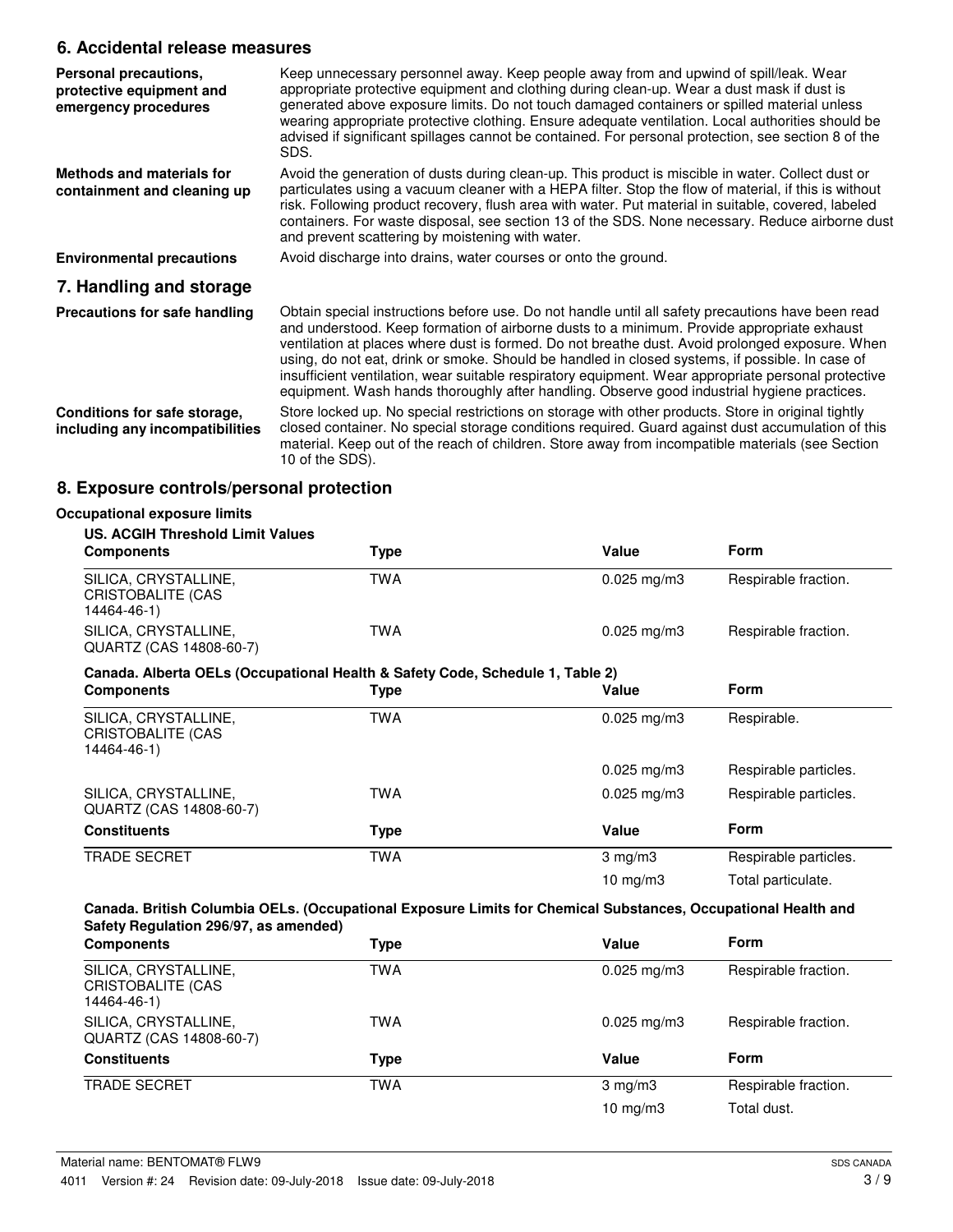## 6. Accidental release measures

**Personal precautions, protective equipment and emergency procedures**

Keep unnecessary personnel away. Keep people away from and upwind of spill/leak. Wear appropriate protective equipment and clothing during clean-up. Wear a dust mask if dust is generated above exposure limits. Do not touch damaged containers or spilled material unless wearing appropriate protective clothing. Ensure adequate ventilation. Local authorities should be advised if significant spillages cannot be contained. For personal protection, see section 8 of the SDS.

**Methods and materials for containment and cleaning up**

Avoid the generation of dusts during clean-up. This product is miscible in water. Collect dust or particulates using a vacuum cleaner with a HEPA filter. Stop the flow of material, if this is without risk. Following product recovery, flush area with water. Put material in suitable, covered, labeled containers. For waste disposal, see section 13 of the SDS. None necessary. Reduce airborne dust and prevent scattering by moistening with water.

**Environmental precautions**

Avoid discharge into drains, water courses or onto the ground.

## 7. Handling and storage

**Precautions for safe handling**

Obtain special instructions before use. Do not handle until all safety precautions have been read and understood. Keep formation of airborne dusts to a minimum. Provide appropriate exhaust ventilation at places where dust is formed. Do not breathe dust. Avoid prolonged exposure. When using, do not eat, drink or smoke. Should be handled in closed systems, if possible. In case of insufficient ventilation, wear suitable respiratory equipment. Wear appropriate personal protective equipment. Wash hands thoroughly after handling. Observe good industrial hygiene practices.

**Conditions for safe storage, including any incompatibilities**

Store locked up. No special restrictions on storage with other products. Store in original tightly closed container. No special storage conditions required. Guard against dust accumulation of this material. Keep out of the reach of children. Store away from incompatible materials (see Section 10 of the SDS).

## 8. Exposure controls/personal protection

**Occupational exposure limits**

**US. ACGIH Threshold Limit Values**

| Components | Type | Value | Form |
|---|---|---|---|
| SILICA, CRYSTALLINE, CRISTOBALITE (CAS 14464-46-1) | TWA | 0.025 mg/m3 | Respirable fraction. |
| SILICA, CRYSTALLINE, QUARTZ (CAS 14808-60-7) | TWA | 0.025 mg/m3 | Respirable fraction. |

**Canada. Alberta OELs (Occupational Health & Safety Code, Schedule 1, Table 2)**

| Components | Type | Value | Form |
|---|---|---|---|
| SILICA, CRYSTALLINE, CRISTOBALITE (CAS 14464-46-1) | TWA | 0.025 mg/m3 | Respirable. |
| | | 0.025 mg/m3 | Respirable particles. |
| SILICA, CRYSTALLINE, QUARTZ (CAS 14808-60-7) | TWA | 0.025 mg/m3 | Respirable particles. |

| Constituents | Type | Value | Form |
|---|---|---|---|
| TRADE SECRET | TWA | 3 mg/m3 | Respirable particles. |
| | | 10 mg/m3 | Total particulate. |

**Canada. British Columbia OELs. (Occupational Exposure Limits for Chemical Substances, Occupational Health and Safety Regulation 296/97, as amended)**

| Components | Type | Value | Form |
|---|---|---|---|
| SILICA, CRYSTALLINE, CRISTOBALITE (CAS 14464-46-1) | TWA | 0.025 mg/m3 | Respirable fraction. |
| SILICA, CRYSTALLINE, QUARTZ (CAS 14808-60-7) | TWA | 0.025 mg/m3 | Respirable fraction. |

| Constituents | Type | Value | Form |
|---|---|---|---|
| TRADE SECRET | TWA | 3 mg/m3 | Respirable fraction. |
| | | 10 mg/m3 | Total dust. |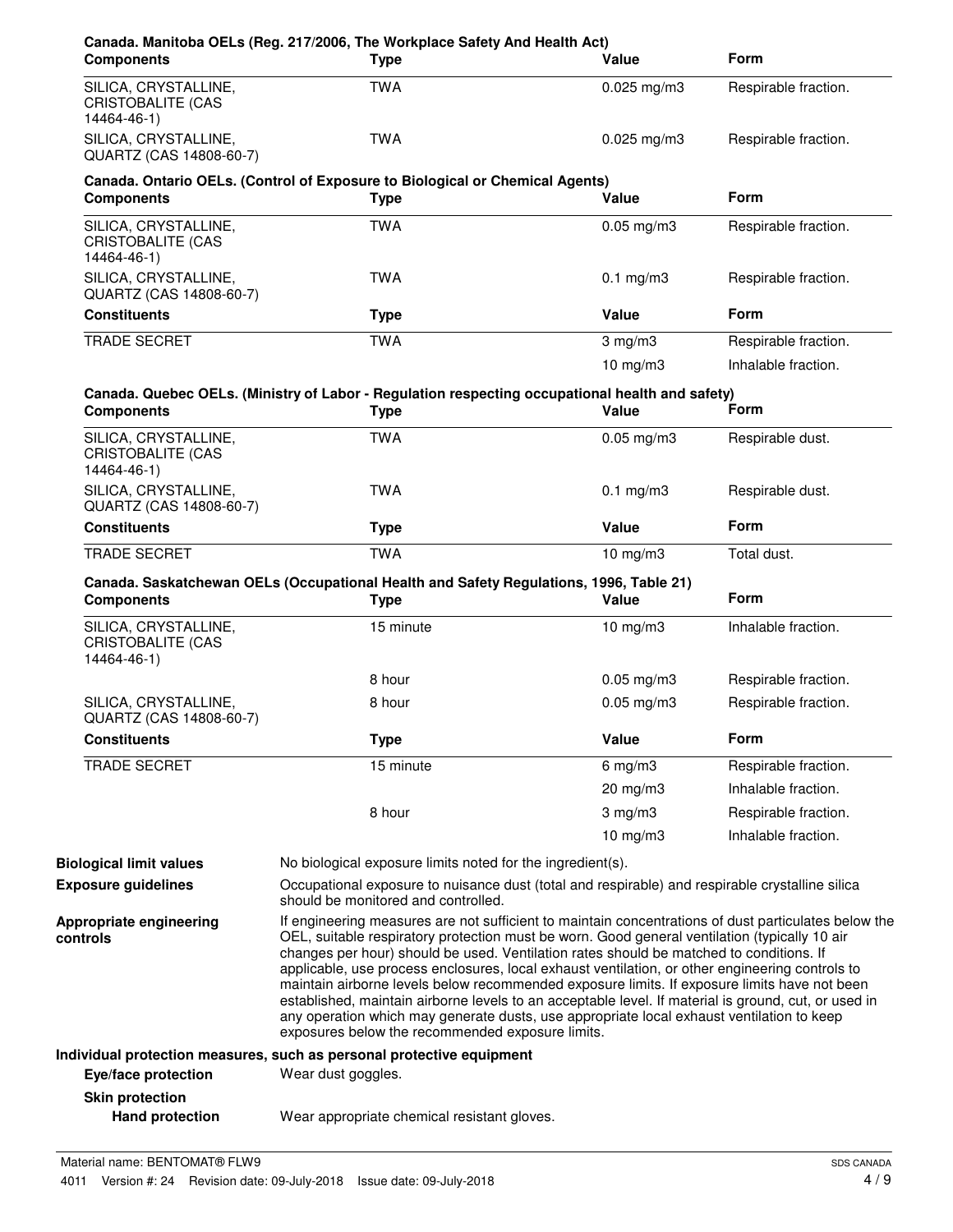**Canada. Manitoba OELs (Reg. 217/2006, The Workplace Safety And Health Act)**

| Components | Type | Value | Form |
| --- | --- | --- | --- |
| SILICA, CRYSTALLINE, CRISTOBALITE (CAS 14464-46-1) | TWA | 0.025 mg/m3 | Respirable fraction. |
| SILICA, CRYSTALLINE, QUARTZ (CAS 14808-60-7) | TWA | 0.025 mg/m3 | Respirable fraction. |

**Canada. Ontario OELs. (Control of Exposure to Biological or Chemical Agents)**

| Components | Type | Value | Form |
| --- | --- | --- | --- |
| SILICA, CRYSTALLINE, CRISTOBALITE (CAS 14464-46-1) | TWA | 0.05 mg/m3 | Respirable fraction. |
| SILICA, CRYSTALLINE, QUARTZ (CAS 14808-60-7) | TWA | 0.1 mg/m3 | Respirable fraction. |

| Constituents | Type | Value | Form |
| --- | --- | --- | --- |
| TRADE SECRET | TWA | 3 mg/m3 | Respirable fraction. |
| | | 10 mg/m3 | Inhalable fraction. |

**Canada. Quebec OELs. (Ministry of Labor - Regulation respecting occupational health and safety)**

| Components | Type | Value | Form |
| --- | --- | --- | --- |
| SILICA, CRYSTALLINE, CRISTOBALITE (CAS 14464-46-1) | TWA | 0.05 mg/m3 | Respirable dust. |
| SILICA, CRYSTALLINE, QUARTZ (CAS 14808-60-7) | TWA | 0.1 mg/m3 | Respirable dust. |

| Constituents | Type | Value | Form |
| --- | --- | --- | --- |
| TRADE SECRET | TWA | 10 mg/m3 | Total dust. |

**Canada. Saskatchewan OELs (Occupational Health and Safety Regulations, 1996, Table 21)**

| Components | Type | Value | Form |
| --- | --- | --- | --- |
| SILICA, CRYSTALLINE, CRISTOBALITE (CAS 14464-46-1) | 15 minute | 10 mg/m3 | Inhalable fraction. |
| | 8 hour | 0.05 mg/m3 | Respirable fraction. |
| SILICA, CRYSTALLINE, QUARTZ (CAS 14808-60-7) | 8 hour | 0.05 mg/m3 | Respirable fraction. |

| Constituents | Type | Value | Form |
| --- | --- | --- | --- |
| TRADE SECRET | 15 minute | 6 mg/m3 | Respirable fraction. |
| | | 20 mg/m3 | Inhalable fraction. |
| | 8 hour | 3 mg/m3 | Respirable fraction. |
| | | 10 mg/m3 | Inhalable fraction. |

**Biological limit values** No biological exposure limits noted for the ingredient(s).

**Exposure guidelines** Occupational exposure to nuisance dust (total and respirable) and respirable crystalline silica should be monitored and controlled.

**Appropriate engineering controls** If engineering measures are not sufficient to maintain concentrations of dust particulates below the OEL, suitable respiratory protection must be worn. Good general ventilation (typically 10 air changes per hour) should be used. Ventilation rates should be matched to conditions. If applicable, use process enclosures, local exhaust ventilation, or other engineering controls to maintain airborne levels below recommended exposure limits. If exposure limits have not been established, maintain airborne levels to an acceptable level. If material is ground, cut, or used in any operation which may generate dusts, use appropriate local exhaust ventilation to keep exposures below the recommended exposure limits.

**Individual protection measures, such as personal protective equipment**

**Eye/face protection** Wear dust goggles.

**Skin protection**

**Hand protection** Wear appropriate chemical resistant gloves.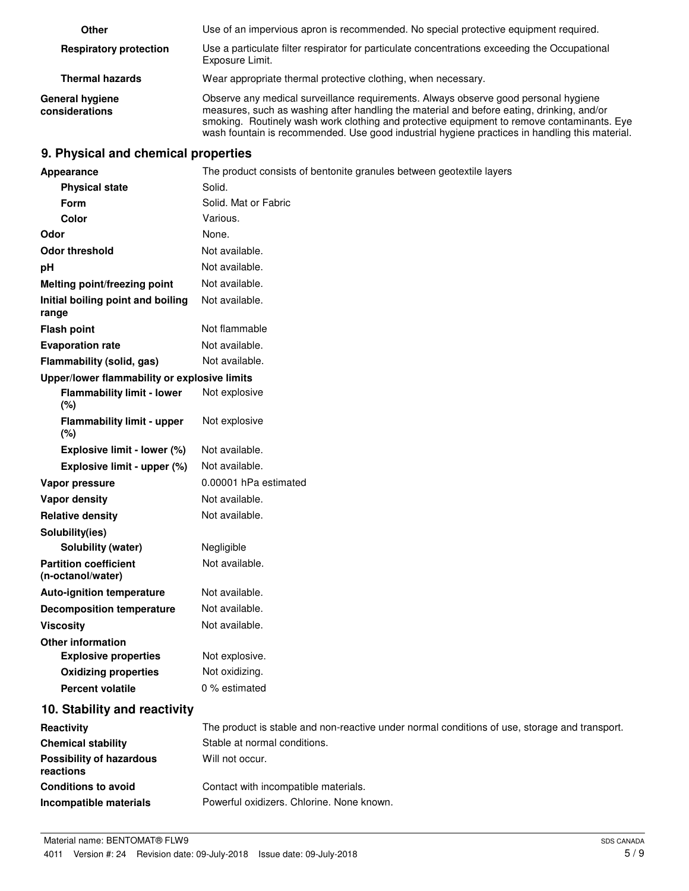| | |
|---|---|
| **Other** | Use of an impervious apron is recommended. No special protective equipment required. |
| **Respiratory protection** | Use a particulate filter respirator for particulate concentrations exceeding the Occupational Exposure Limit. |
| **Thermal hazards** | Wear appropriate thermal protective clothing, when necessary. |
| **General hygiene considerations** | Observe any medical surveillance requirements. Always observe good personal hygiene measures, such as washing after handling the material and before eating, drinking, and/or smoking. Routinely wash work clothing and protective equipment to remove contaminants. Eye wash fountain is recommended. Use good industrial hygiene practices in handling this material. |

## 9. Physical and chemical properties

| | |
|---|---|
| **Appearance** | The product consists of bentonite granules between geotextile layers |
| **Physical state** | Solid. |
| **Form** | Solid. Mat or Fabric |
| **Color** | Various. |
| **Odor** | None. |
| **Odor threshold** | Not available. |
| **pH** | Not available. |
| **Melting point/freezing point** | Not available. |
| **Initial boiling point and boiling range** | Not available. |
| **Flash point** | Not flammable |
| **Evaporation rate** | Not available. |
| **Flammability (solid, gas)** | Not available. |
| **Upper/lower flammability or explosive limits** | |
| **Flammability limit - lower (%)** | Not explosive |
| **Flammability limit - upper (%)** | Not explosive |
| **Explosive limit - lower (%)** | Not available. |
| **Explosive limit - upper (%)** | Not available. |
| **Vapor pressure** | 0.00001 hPa estimated |
| **Vapor density** | Not available. |
| **Relative density** | Not available. |
| **Solubility(ies)** | |
| **Solubility (water)** | Negligible |
| **Partition coefficient (n-octanol/water)** | Not available. |
| **Auto-ignition temperature** | Not available. |
| **Decomposition temperature** | Not available. |
| **Viscosity** | Not available. |
| **Other information** | |
| **Explosive properties** | Not explosive. |
| **Oxidizing properties** | Not oxidizing. |
| **Percent volatile** | 0 % estimated |

## 10. Stability and reactivity

| | |
|---|---|
| **Reactivity** | The product is stable and non-reactive under normal conditions of use, storage and transport. |
| **Chemical stability** | Stable at normal conditions. |
| **Possibility of hazardous reactions** | Will not occur. |
| **Conditions to avoid** | Contact with incompatible materials. |
| **Incompatible materials** | Powerful oxidizers. Chlorine. None known. |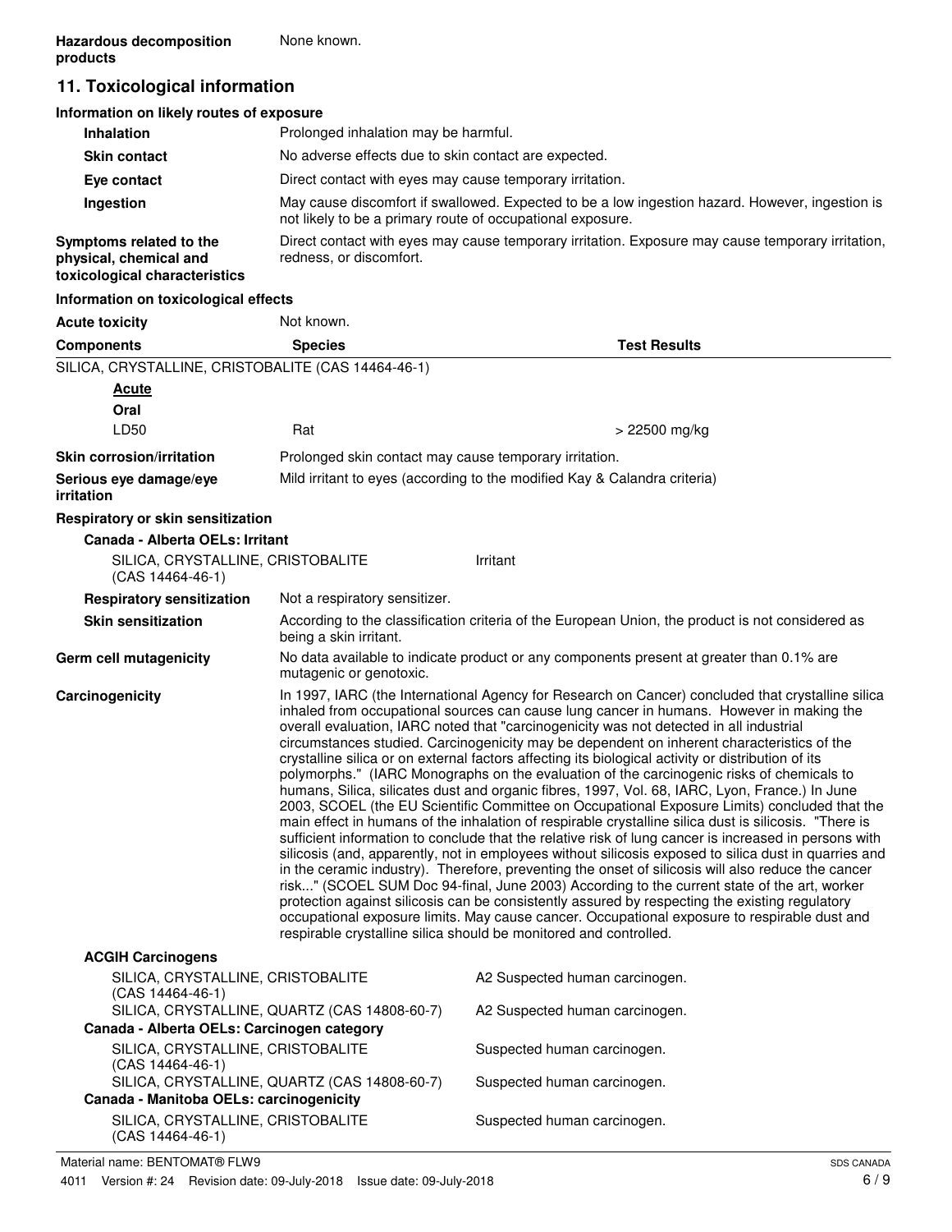**Hazardous decomposition products** None known.

## 11. Toxicological information

### Information on likely routes of exposure

**Inhalation** Prolonged inhalation may be harmful.

**Skin contact** No adverse effects due to skin contact are expected.

**Eye contact** Direct contact with eyes may cause temporary irritation.

**Ingestion** May cause discomfort if swallowed. Expected to be a low ingestion hazard. However, ingestion is not likely to be a primary route of occupational exposure.

**Symptoms related to the physical, chemical and toxicological characteristics** Direct contact with eyes may cause temporary irritation. Exposure may cause temporary irritation, redness, or discomfort.

### Information on toxicological effects

**Acute toxicity** Not known.

| Components | Species | Test Results |
|---|---|---|
| SILICA, CRYSTALLINE, CRISTOBALITE (CAS 14464-46-1) | | |
| **Acute** | | |
| **Oral** | | |
| LD50 | Rat | > 22500 mg/kg |

**Skin corrosion/irritation** Prolonged skin contact may cause temporary irritation.

**Serious eye damage/eye irritation** Mild irritant to eyes (according to the modified Kay & Calandra criteria)

**Respiratory or skin sensitization**

**Canada - Alberta OELs: Irritant**

| | |
|---|---|
| SILICA, CRYSTALLINE, CRISTOBALITE (CAS 14464-46-1) | Irritant |

**Respiratory sensitization** Not a respiratory sensitizer.

**Skin sensitization** According to the classification criteria of the European Union, the product is not considered as being a skin irritant.

**Germ cell mutagenicity** No data available to indicate product or any components present at greater than 0.1% are mutagenic or genotoxic.

**Carcinogenicity** In 1997, IARC (the International Agency for Research on Cancer) concluded that crystalline silica inhaled from occupational sources can cause lung cancer in humans. However in making the overall evaluation, IARC noted that "carcinogenicity was not detected in all industrial circumstances studied. Carcinogenicity may be dependent on inherent characteristics of the crystalline silica or on external factors affecting its biological activity or distribution of its polymorphs." (IARC Monographs on the evaluation of the carcinogenic risks of chemicals to humans, Silica, silicates dust and organic fibres, 1997, Vol. 68, IARC, Lyon, France.) In June 2003, SCOEL (the EU Scientific Committee on Occupational Exposure Limits) concluded that the main effect in humans of the inhalation of respirable crystalline silica dust is silicosis. "There is sufficient information to conclude that the relative risk of lung cancer is increased in persons with silicosis (and, apparently, not in employees without silicosis exposed to silica dust in quarries and in the ceramic industry). Therefore, preventing the onset of silicosis will also reduce the cancer risk..." (SCOEL SUM Doc 94-final, June 2003) According to the current state of the art, worker protection against silicosis can be consistently assured by respecting the existing regulatory occupational exposure limits. May cause cancer. Occupational exposure to respirable dust and respirable crystalline silica should be monitored and controlled.

**ACGIH Carcinogens**

| | |
|---|---|
| SILICA, CRYSTALLINE, CRISTOBALITE (CAS 14464-46-1) | A2 Suspected human carcinogen. |
| SILICA, CRYSTALLINE, QUARTZ (CAS 14808-60-7) | A2 Suspected human carcinogen. |

**Canada - Alberta OELs: Carcinogen category**

| | |
|---|---|
| SILICA, CRYSTALLINE, CRISTOBALITE (CAS 14464-46-1) | Suspected human carcinogen. |
| SILICA, CRYSTALLINE, QUARTZ (CAS 14808-60-7) | Suspected human carcinogen. |

**Canada - Manitoba OELs: carcinogenicity**

| | |
|---|---|
| SILICA, CRYSTALLINE, CRISTOBALITE (CAS 14464-46-1) | Suspected human carcinogen. |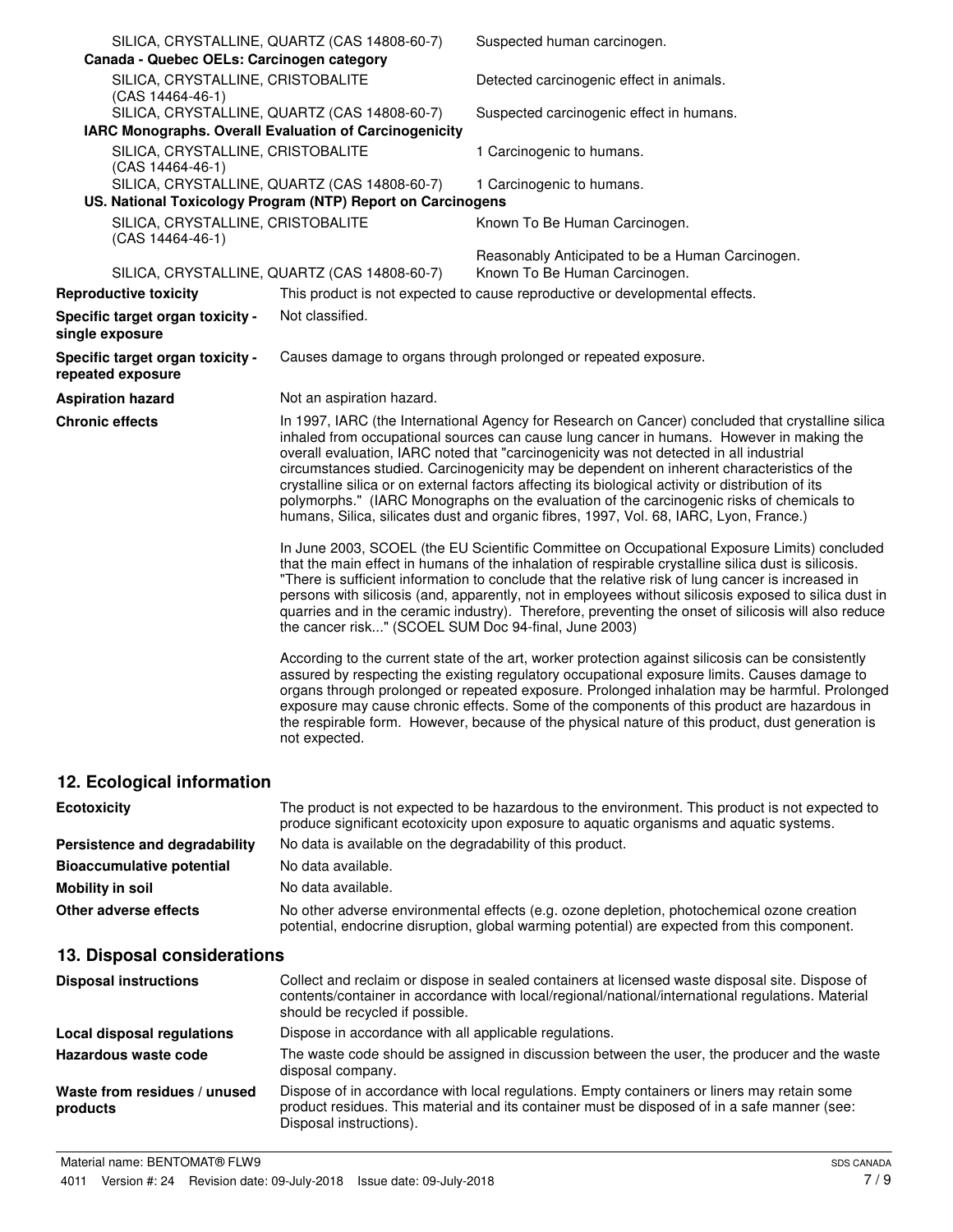| | |
|---|---|
| SILICA, CRYSTALLINE, QUARTZ (CAS 14808-60-7) | Suspected human carcinogen. |
| **Canada - Quebec OELs: Carcinogen category** | |
| SILICA, CRYSTALLINE, CRISTOBALITE (CAS 14464-46-1) | Detected carcinogenic effect in animals. |
| SILICA, CRYSTALLINE, QUARTZ (CAS 14808-60-7) | Suspected carcinogenic effect in humans. |
| **IARC Monographs. Overall Evaluation of Carcinogenicity** | |
| SILICA, CRYSTALLINE, CRISTOBALITE (CAS 14464-46-1) | 1 Carcinogenic to humans. |
| SILICA, CRYSTALLINE, QUARTZ (CAS 14808-60-7) | 1 Carcinogenic to humans. |
| **US. National Toxicology Program (NTP) Report on Carcinogens** | |
| SILICA, CRYSTALLINE, CRISTOBALITE (CAS 14464-46-1) | Known To Be Human Carcinogen. |
| | Reasonably Anticipated to be a Human Carcinogen. |
| SILICA, CRYSTALLINE, QUARTZ (CAS 14808-60-7) | Known To Be Human Carcinogen. |

| | |
|---|---|
| **Reproductive toxicity** | This product is not expected to cause reproductive or developmental effects. |
| **Specific target organ toxicity - single exposure** | Not classified. |
| **Specific target organ toxicity - repeated exposure** | Causes damage to organs through prolonged or repeated exposure. |
| **Aspiration hazard** | Not an aspiration hazard. |

**Chronic effects**

In 1997, IARC (the International Agency for Research on Cancer) concluded that crystalline silica inhaled from occupational sources can cause lung cancer in humans. However in making the overall evaluation, IARC noted that "carcinogenicity was not detected in all industrial circumstances studied. Carcinogenicity may be dependent on inherent characteristics of the crystalline silica or on external factors affecting its biological activity or distribution of its polymorphs." (IARC Monographs on the evaluation of the carcinogenic risks of chemicals to humans, Silica, silicates dust and organic fibres, 1997, Vol. 68, IARC, Lyon, France.)

In June 2003, SCOEL (the EU Scientific Committee on Occupational Exposure Limits) concluded that the main effect in humans of the inhalation of respirable crystalline silica dust is silicosis. "There is sufficient information to conclude that the relative risk of lung cancer is increased in persons with silicosis (and, apparently, not in employees without silicosis exposed to silica dust in quarries and in the ceramic industry). Therefore, preventing the onset of silicosis will also reduce the cancer risk..." (SCOEL SUM Doc 94-final, June 2003)

According to the current state of the art, worker protection against silicosis can be consistently assured by respecting the existing regulatory occupational exposure limits. Causes damage to organs through prolonged or repeated exposure. Prolonged inhalation may be harmful. Prolonged exposure may cause chronic effects. Some of the components of this product are hazardous in the respirable form. However, because of the physical nature of this product, dust generation is not expected.

## 12. Ecological information

| | |
|---|---|
| **Ecotoxicity** | The product is not expected to be hazardous to the environment. This product is not expected to produce significant ecotoxicity upon exposure to aquatic organisms and aquatic systems. |
| **Persistence and degradability** | No data is available on the degradability of this product. |
| **Bioaccumulative potential** | No data available. |
| **Mobility in soil** | No data available. |
| **Other adverse effects** | No other adverse environmental effects (e.g. ozone depletion, photochemical ozone creation potential, endocrine disruption, global warming potential) are expected from this component. |

## 13. Disposal considerations

| | |
|---|---|
| **Disposal instructions** | Collect and reclaim or dispose in sealed containers at licensed waste disposal site. Dispose of contents/container in accordance with local/regional/national/international regulations. Material should be recycled if possible. |
| **Local disposal regulations** | Dispose in accordance with all applicable regulations. |
| **Hazardous waste code** | The waste code should be assigned in discussion between the user, the producer and the waste disposal company. |
| **Waste from residues / unused products** | Dispose of in accordance with local regulations. Empty containers or liners may retain some product residues. This material and its container must be disposed of in a safe manner (see: Disposal instructions). |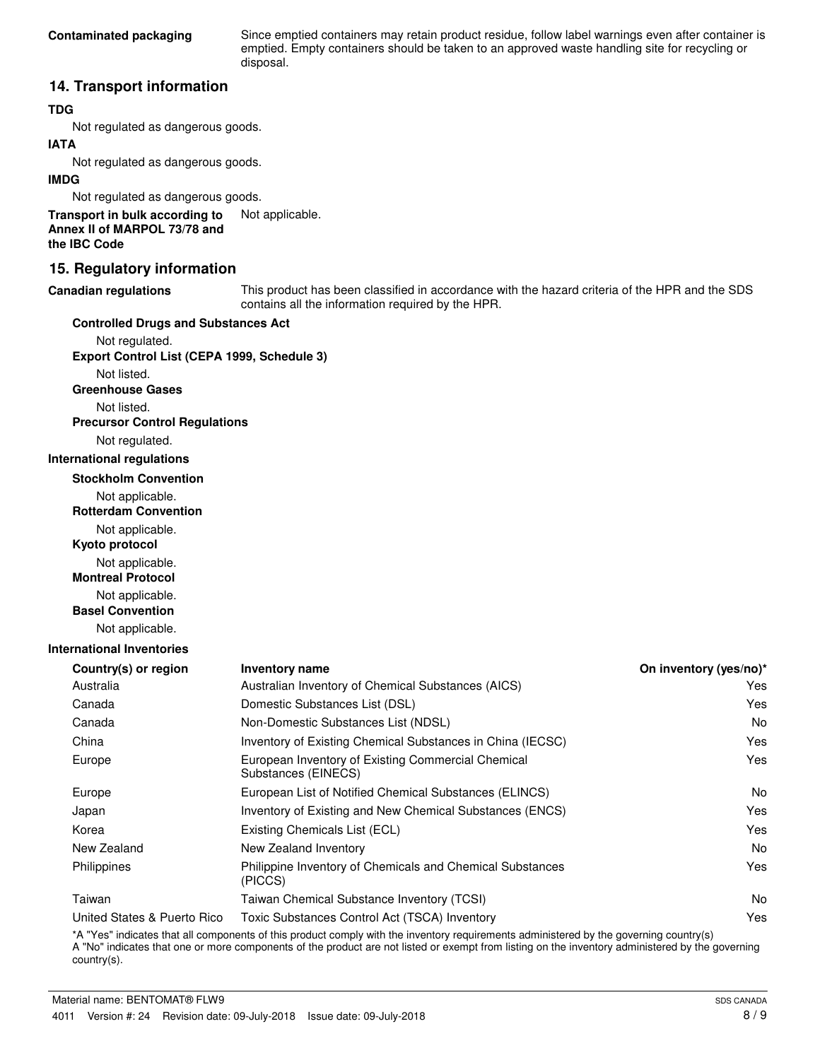**Contaminated packaging** Since emptied containers may retain product residue, follow label warnings even after container is emptied. Empty containers should be taken to an approved waste handling site for recycling or disposal.

## 14. Transport information

**TDG**

Not regulated as dangerous goods.

**IATA**

Not regulated as dangerous goods.

**IMDG**

Not regulated as dangerous goods.

**Transport in bulk according to Annex II of MARPOL 73/78 and the IBC Code** Not applicable.

## 15. Regulatory information

**Canadian regulations** This product has been classified in accordance with the hazard criteria of the HPR and the SDS contains all the information required by the HPR.

**Controlled Drugs and Substances Act**

Not regulated.

**Export Control List (CEPA 1999, Schedule 3)**

Not listed.

**Greenhouse Gases**

Not listed.

**Precursor Control Regulations**

Not regulated.

**International regulations**

**Stockholm Convention**

Not applicable.

**Rotterdam Convention**

Not applicable.

**Kyoto protocol**

Not applicable.

**Montreal Protocol**

Not applicable.

**Basel Convention**

Not applicable.

**International Inventories**

| Country(s) or region | Inventory name | On inventory (yes/no)* |
|---|---|---|
| Australia | Australian Inventory of Chemical Substances (AICS) | Yes |
| Canada | Domestic Substances List (DSL) | Yes |
| Canada | Non-Domestic Substances List (NDSL) | No |
| China | Inventory of Existing Chemical Substances in China (IECSC) | Yes |
| Europe | European Inventory of Existing Commercial Chemical Substances (EINECS) | Yes |
| Europe | European List of Notified Chemical Substances (ELINCS) | No |
| Japan | Inventory of Existing and New Chemical Substances (ENCS) | Yes |
| Korea | Existing Chemicals List (ECL) | Yes |
| New Zealand | New Zealand Inventory | No |
| Philippines | Philippine Inventory of Chemicals and Chemical Substances (PICCS) | Yes |
| Taiwan | Taiwan Chemical Substance Inventory (TCSI) | No |
| United States & Puerto Rico | Toxic Substances Control Act (TSCA) Inventory | Yes |

*A "Yes" indicates that all components of this product comply with the inventory requirements administered by the governing country(s)
A "No" indicates that one or more components of the product are not listed or exempt from listing on the inventory administered by the governing country(s).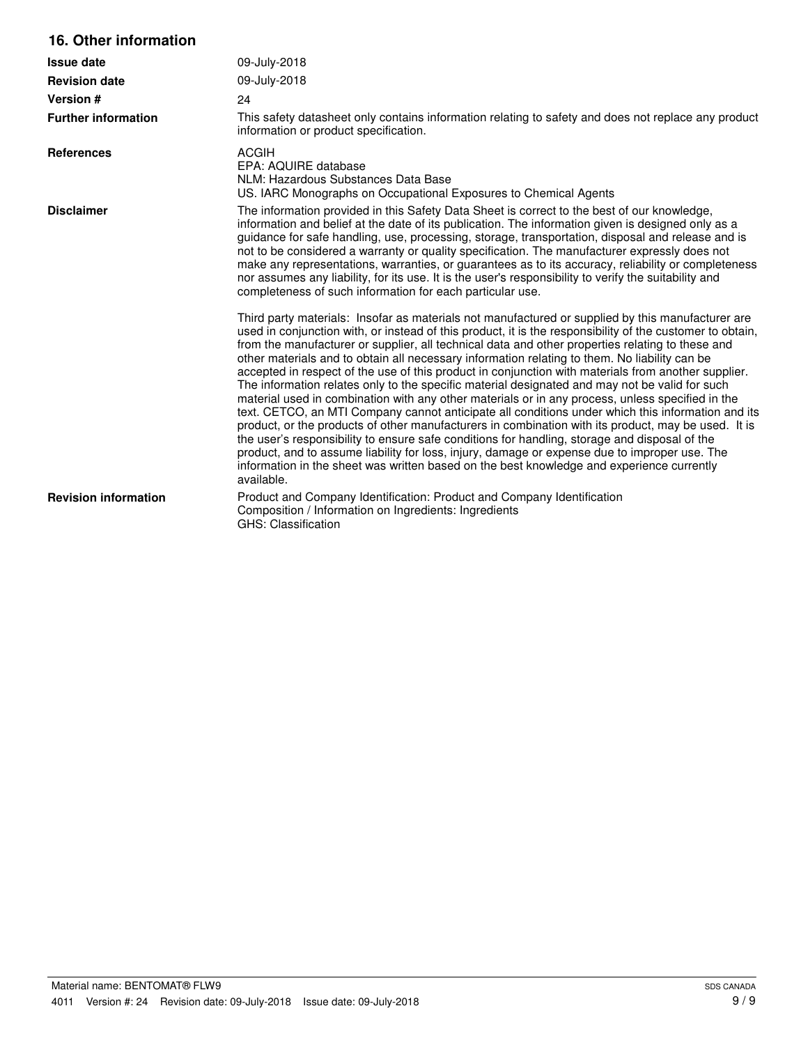## 16. Other information

**Issue date** 09-July-2018

**Revision date** 09-July-2018

**Version #** 24

**Further information** This safety datasheet only contains information relating to safety and does not replace any product information or product specification.

**References**
ACGIH
EPA: AQUIRE database
NLM: Hazardous Substances Data Base
US. IARC Monographs on Occupational Exposures to Chemical Agents

**Disclaimer** The information provided in this Safety Data Sheet is correct to the best of our knowledge, information and belief at the date of its publication. The information given is designed only as a guidance for safe handling, use, processing, storage, transportation, disposal and release and is not to be considered a warranty or quality specification. The manufacturer expressly does not make any representations, warranties, or guarantees as to its accuracy, reliability or completeness nor assumes any liability, for its use. It is the user's responsibility to verify the suitability and completeness of such information for each particular use.

Third party materials: Insofar as materials not manufactured or supplied by this manufacturer are used in conjunction with, or instead of this product, it is the responsibility of the customer to obtain, from the manufacturer or supplier, all technical data and other properties relating to these and other materials and to obtain all necessary information relating to them. No liability can be accepted in respect of the use of this product in conjunction with materials from another supplier. The information relates only to the specific material designated and may not be valid for such material used in combination with any other materials or in any process, unless specified in the text. CETCO, an MTI Company cannot anticipate all conditions under which this information and its product, or the products of other manufacturers in combination with its product, may be used. It is the user's responsibility to ensure safe conditions for handling, storage and disposal of the product, and to assume liability for loss, injury, damage or expense due to improper use. The information in the sheet was written based on the best knowledge and experience currently available.

**Revision information**
Product and Company Identification: Product and Company Identification
Composition / Information on Ingredients: Ingredients
GHS: Classification